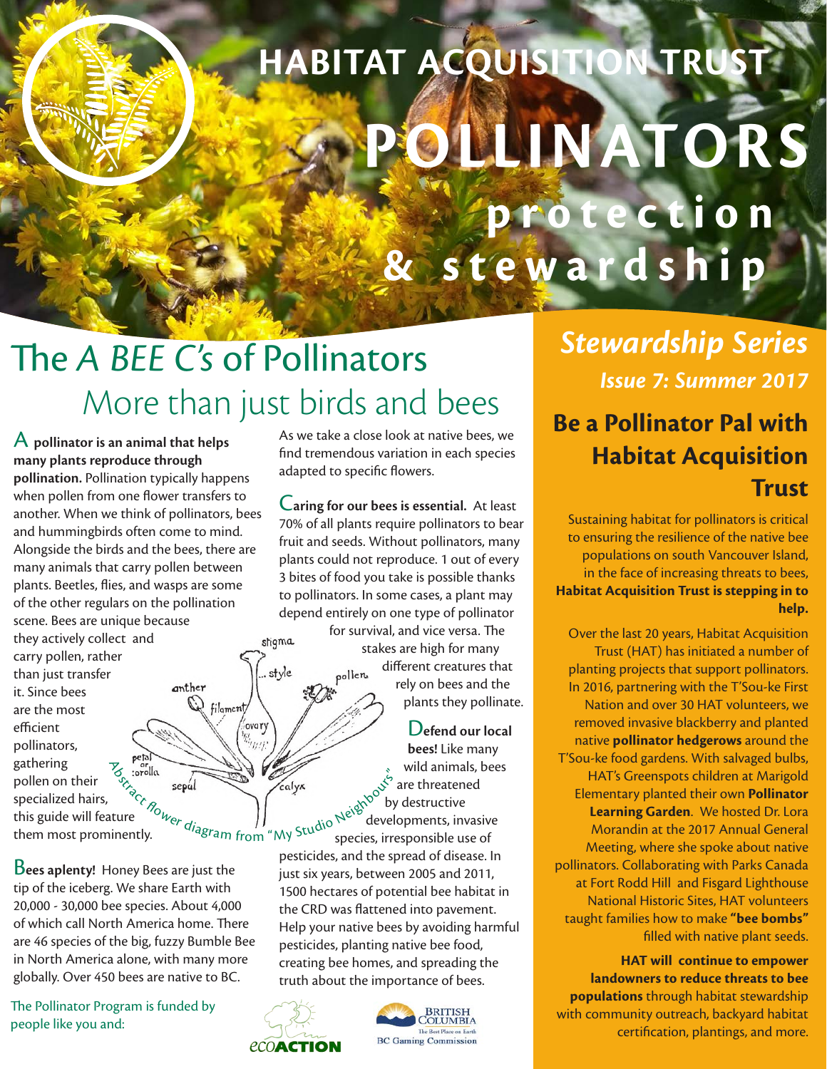# HABITAT ACQUISITION TRUST

# POLLINATORS protection & stewardship

## The *A BEE C's* of Pollinators

### More than just birds and bees

A **pollinator is an animal that helps many plants reproduce through pollination.** Pollination typically happens when pollen from one flower transfers to another. When we think of pollinators, bees and hummingbirds often come to mind. Alongside the birds and the bees, there are many animals that carry pollen between plants. Beetles, flies, and wasps are some of the other regulars on the pollination scene. Bees are unique because they actively collect and carry pollen, rather than just transfer it. Since bees are the most efficient pollinators, gathering pollen on their specialized hairs, this guide will feature them most prominently.

stigma, style, pollen, anther, filament, ovary, petal or corolla, sepal, calyx

Abstract flower diagram from "My Studio Neighbours"

**Bees aplenty!** Honey Bees are just the tip of the iceberg. We share Earth with 20,000 - 30,000 bee species. About 4,000 of which call North America home. There are 46 species of the big, fuzzy Bumble Bee in North America alone, with many more globally. Over 450 bees are native to BC.

As we take a close look at native bees, we find tremendous variation in each species adapted to specific flowers.

**Caring for our bees is essential.** At least 70% of all plants require pollinators to bear fruit and seeds. Without pollinators, many plants could not reproduce. 1 out of every 3 bites of food you take is possible thanks to pollinators. In some cases, a plant may depend entirely on one type of pollinator for survival, and vice versa. The stakes are high for many different creatures that rely on bees and the plants they pollinate.

**Defend our local bees!** Like many wild animals, bees are threatened by destructive developments, invasive species, irresponsible use of pesticides, and the spread of disease. In just six years, between 2005 and 2011, 1500 hectares of potential bee habitat in the CRD was flattened into pavement. Help your native bees by avoiding harmful pesticides, planting native bee food, creating bee homes, and spreading the truth about the importance of bees.

The Pollinator Program is funded by people like you and:

ecoACTION

British Columbia — The Best Place on Earth — BC Gaming Commission

## *Stewardship Series*

***Issue 7: Summer 2017***

## Be a Pollinator Pal with Habitat Acquisition Trust

Sustaining habitat for pollinators is critical to ensuring the resilience of the native bee populations on south Vancouver Island, in the face of increasing threats to bees, **Habitat Acquisition Trust is stepping in to help.**

Over the last 20 years, Habitat Acquisition Trust (HAT) has initiated a number of planting projects that support pollinators. In 2016, partnering with the T'Sou-ke First Nation and over 30 HAT volunteers, we removed invasive blackberry and planted native **pollinator hedgerows** around the T'Sou-ke food gardens. With salvaged bulbs, HAT's Greenspots children at Marigold Elementary planted their own **Pollinator Learning Garden**. We hosted Dr. Lora Morandin at the 2017 Annual General Meeting, where she spoke about native pollinators. Collaborating with Parks Canada at Fort Rodd Hill and Fisgard Lighthouse National Historic Sites, HAT volunteers taught families how to make **"bee bombs"** filled with native plant seeds.

**HAT will continue to empower landowners to reduce threats to bee populations** through habitat stewardship with community outreach, backyard habitat certification, plantings, and more.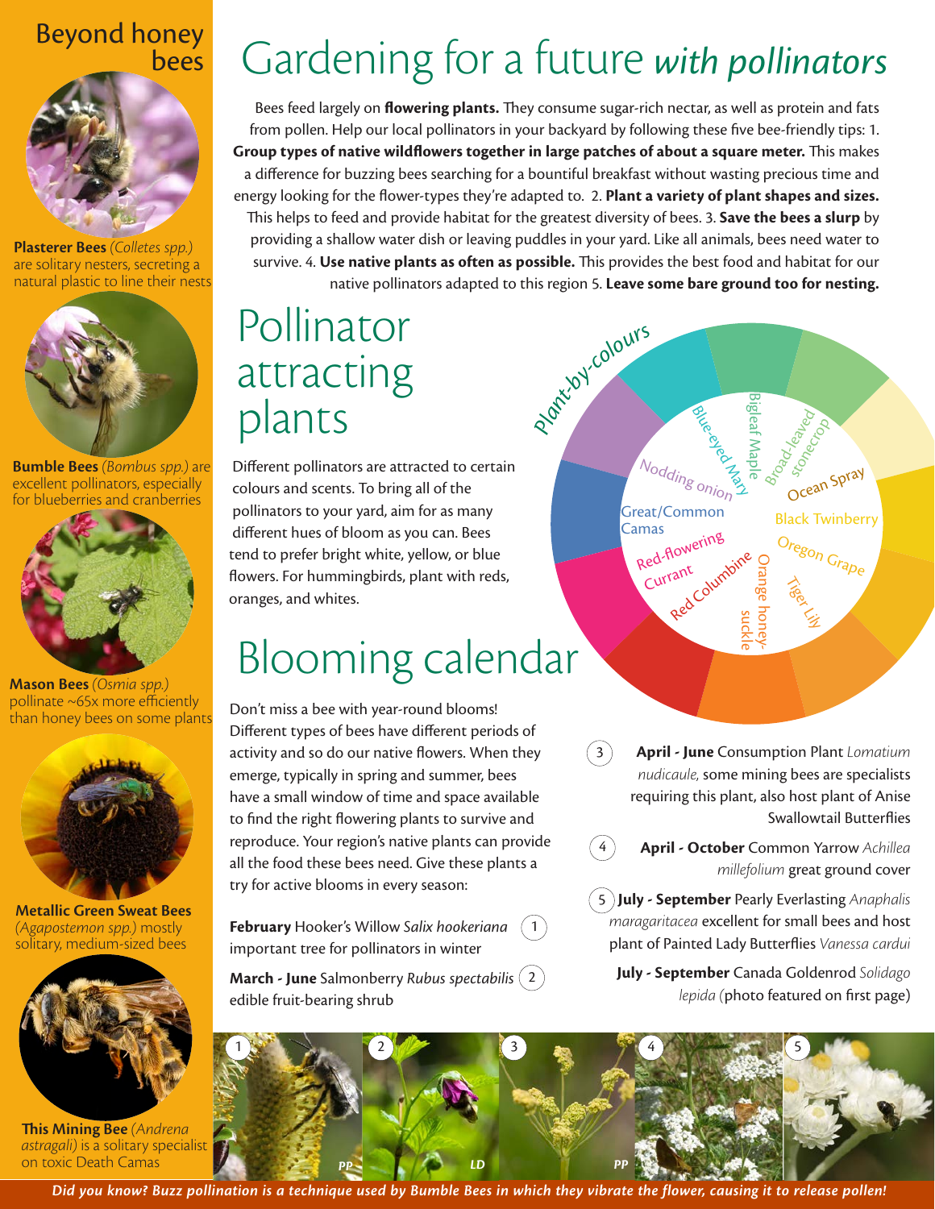# Gardening for a future *with pollinators*

Bees feed largely on **flowering plants.** They consume sugar-rich nectar, as well as protein and fats from pollen. Help our local pollinators in your backyard by following these five bee-friendly tips: 1. **Group types of native wildflowers together in large patches of about a square meter.** This makes a difference for buzzing bees searching for a bountiful breakfast without wasting precious time and energy looking for the flower-types they're adapted to. 2. **Plant a variety of plant shapes and sizes.** This helps to feed and provide habitat for the greatest diversity of bees. 3. **Save the bees a slurp** by providing a shallow water dish or leaving puddles in your yard. Like all animals, bees need water to survive. 4. **Use native plants as often as possible.** This provides the best food and habitat for our native pollinators adapted to this region 5. **Leave some bare ground too for nesting.**

## Pollinator attracting plants

Different pollinators are attracted to certain colours and scents. To bring all of the pollinators to your yard, aim for as many different hues of bloom as you can. Bees tend to prefer bright white, yellow, or blue flowers. For hummingbirds, plant with reds, oranges, and whites.

Plant-by-colours

- Blue-eyed Mary
- Bigleaf Maple
- Broad-leaved stonecrop
- Ocean Spray
- Black Twinberry
- Oregon Grape
- Tiger Lily
- Orange honeysuckle
- Red Columbine
- Red-flowering Currant
- Great/Common Camas
- Nodding onion

## Blooming calendar

Don't miss a bee with year-round blooms! Different types of bees have different periods of activity and so do our native flowers. When they emerge, typically in spring and summer, bees have a small window of time and space available to find the right flowering plants to survive and reproduce. Your region's native plants can provide all the food these bees need. Give these plants a try for active blooms in every season:

1. **February** Hooker's Willow *Salix hookeriana* important tree for pollinators in winter
2. **March - June** Salmonberry *Rubus spectabilis* edible fruit-bearing shrub
3. **April - June** Consumption Plant *Lomatium nudicaule,* some mining bees are specialists requiring this plant, also host plant of Anise Swallowtail Butterflies
4. **April - October** Common Yarrow *Achillea millefolium* great ground cover
5. **July - September** Pearly Everlasting *Anaphalis maragaritacea* excellent for small bees and host plant of Painted Lady Butterflies *Vanessa cardui*

**July - September** Canada Goldenrod *Solidago lepida* (photo featured on first page)

1 PP, 2 LD, 3 PP, 4, 5

## Beyond honey bees

**Plasterer Bees** *(Colletes spp.)* are solitary nesters, secreting a natural plastic to line their nests

**Bumble Bees** *(Bombus spp.)* are excellent pollinators, especially for blueberries and cranberries

**Mason Bees** *(Osmia spp.)* pollinate ~65x more efficiently than honey bees on some plants

**Metallic Green Sweat Bees** *(Agapostemon spp.)* mostly solitary, medium-sized bees

**This Mining Bee** *(Andrena astragali)* is a solitary specialist on toxic Death Camas

*Did you know? Buzz pollination is a technique used by Bumble Bees in which they vibrate the flower, causing it to release pollen!*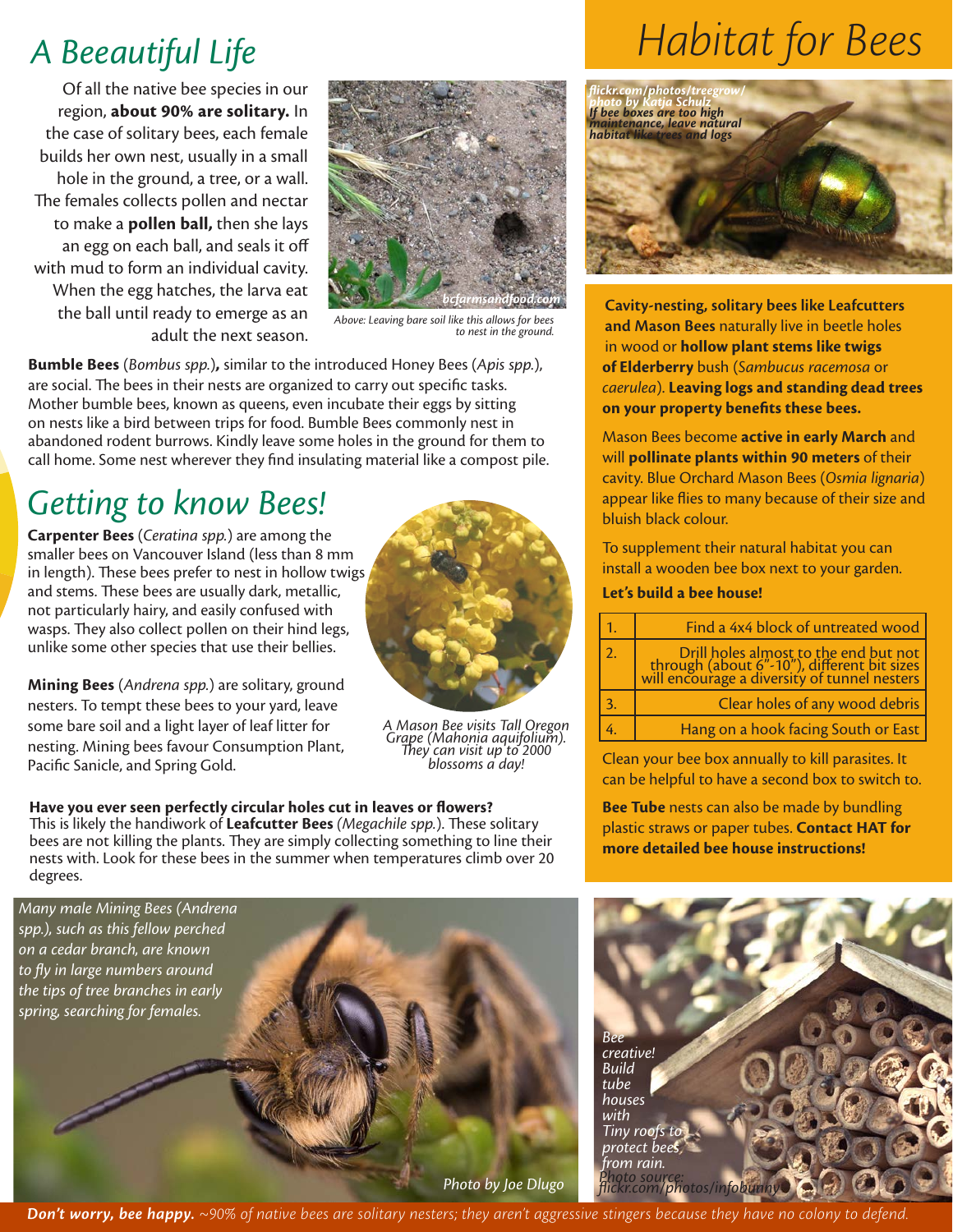# A Beeautiful Life

Of all the native bee species in our region, **about 90% are solitary.** In the case of solitary bees, each female builds her own nest, usually in a small hole in the ground, a tree, or a wall. The females collects pollen and nectar to make a **pollen ball,** then she lays an egg on each ball, and seals it off with mud to form an individual cavity. When the egg hatches, the larva eat the ball until ready to emerge as an adult the next season.

bcfarmsandfood.com

*Above: Leaving bare soil like this allows for bees to nest in the ground.*

**Bumble Bees** (*Bombus spp.*)**,** similar to the introduced Honey Bees (*Apis spp.*), are social. The bees in their nests are organized to carry out specific tasks. Mother bumble bees, known as queens, even incubate their eggs by sitting on nests like a bird between trips for food. Bumble Bees commonly nest in abandoned rodent burrows. Kindly leave some holes in the ground for them to call home. Some nest wherever they find insulating material like a compost pile.

# Getting to know Bees!

**Carpenter Bees** (*Ceratina spp.*) are among the smaller bees on Vancouver Island (less than 8 mm in length). These bees prefer to nest in hollow twigs and stems. These bees are usually dark, metallic, not particularly hairy, and easily confused with wasps. They also collect pollen on their hind legs, unlike some other species that use their bellies.

**Mining Bees** (*Andrena spp.*) are solitary, ground nesters. To tempt these bees to your yard, leave some bare soil and a light layer of leaf litter for nesting. Mining bees favour Consumption Plant, Pacific Sanicle, and Spring Gold.

*A Mason Bee visits Tall Oregon Grape (Mahonia aquifolium). They can visit up to 2000 blossoms a day!*

**Have you ever seen perfectly circular holes cut in leaves or flowers?** This is likely the handiwork of **Leafcutter Bees** *(Megachile spp.*). These solitary bees are not killing the plants. They are simply collecting something to line their nests with. Look for these bees in the summer when temperatures climb over 20 degrees.

*Many male Mining Bees (Andrena spp.), such as this fellow perched on a cedar branch, are known to fly in large numbers around the tips of tree branches in early spring, searching for females.*

*Photo by Joe Dlugo*

# Habitat for Bees

*flickr.com/photos/treegrow/ photo by Katja Schulz If bee boxes are too high maintenance, leave natural habitat like trees and logs*

**Cavity-nesting, solitary bees like Leafcutters and Mason Bees** naturally live in beetle holes in wood or **hollow plant stems like twigs of Elderberry** bush (*Sambucus racemosa* or *caerulea*). **Leaving logs and standing dead trees on your property benefits these bees.**

Mason Bees become **active in early March** and will **pollinate plants within 90 meters** of their cavity. Blue Orchard Mason Bees (*Osmia lignaria*) appear like flies to many because of their size and bluish black colour.

To supplement their natural habitat you can install a wooden bee box next to your garden.

**Let's build a bee house!**

| | |
|---|---|
| 1. | Find a 4x4 block of untreated wood |
| 2. | Drill holes almost to the end but not through (about 6"-10"), different bit sizes will encourage a diversity of tunnel nesters |
| 3. | Clear holes of any wood debris |
| 4. | Hang on a hook facing South or East |

Clean your bee box annually to kill parasites. It can be helpful to have a second box to switch to.

**Bee Tube** nests can also be made by bundling plastic straws or paper tubes. **Contact HAT for more detailed bee house instructions!**

*Bee creative! Build tube houses with Tiny roofs to protect bees from rain. Photo source: flickr.com/photos/infobunny*

***Don't worry, bee happy.*** *~90% of native bees are solitary nesters; they aren't aggressive stingers because they have no colony to defend.*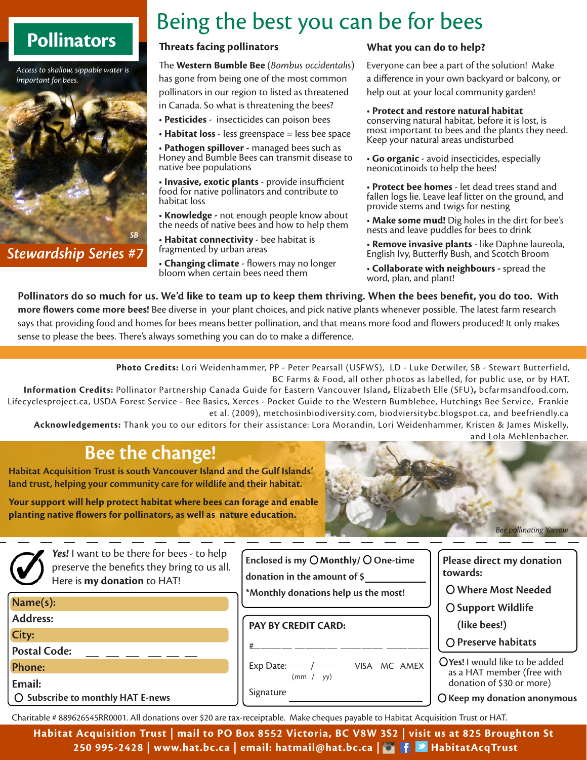# Pollinators

*Access to shallow, sippable water is important for bees.*

SB

*Stewardship Series #7*

# Being the best you can be for bees

## Threats facing pollinators

The **Western Bumble Bee** (*Bombus occidentalis*) has gone from being one of the most common pollinators in our region to listed as threatened in Canada. So what is threatening the bees?

- **Pesticides** - insecticides can poison bees
- **Habitat loss** - less greenspace = less bee space
- **Pathogen spillover -** managed bees such as Honey and Bumble Bees can transmit disease to native bee populations
- **Invasive, exotic plants** - provide insufficient food for native pollinators and contribute to habitat loss
- **Knowledge -** not enough people know about the needs of native bees and how to help them
- **Habitat connectivity** - bee habitat is fragmented by urban areas
- **Changing climate** - flowers may no longer bloom when certain bees need them

## What you can do to help?

Everyone can bee a part of the solution! Make a difference in your own backyard or balcony, or help out at your local community garden!

- **Protect and restore natural habitat** conserving natural habitat, before it is lost, is most important to bees and the plants they need. Keep your natural areas undisturbed
- **Go organic** - avoid insecticides, especially neonicotinoids to help the bees!
- **Protect bee homes** - let dead trees stand and fallen logs lie. Leave leaf litter on the ground, and provide stems and twigs for nesting
- **Make some mud!** Dig holes in the dirt for bee's nests and leave puddles for bees to drink
- **Remove invasive plants** - like Daphne laureola, English Ivy, Butterfly Bush, and Scotch Broom
- **Collaborate with neighbours -** spread the word, plan, and plant!

**Pollinators do so much for us. We'd like to team up to keep them thriving. When the bees benefit, you do too. With more flowers come more bees!** Bee diverse in your plant choices, and pick native plants whenever possible. The latest farm research says that providing food and homes for bees means better pollination, and that means more food and flowers produced! It only makes sense to please the bees. There's always something you can do to make a difference.

**Photo Credits:** Lori Weidenhammer, PP - Peter Pearsall (USFWS), LD - Luke Detwiler, SB - Stewart Butterfield, BC Farms & Food, all other photos as labelled, for public use, or by HAT.

**Information Credits:** Pollinator Partnership Canada Guide for Eastern Vancouver Island**,** Elizabeth Elle (SFU)**,** bcfarmsandfood.com, Lifecyclesproject.ca, USDA Forest Service - Bee Basics, Xerces - Pocket Guide to the Western Bumblebee, Hutchings Bee Service, Frankie et al. (2009), metchosinbiodiversity.com, biodiversitybc.blogspot.ca, and beefriendly.ca

**Acknowledgements:** Thank you to our editors for their assistance: Lora Morandin, Lori Weidenhammer, Kristen & James Miskelly, and Lola Mehlenbacher.

## Bee the change!

**Habitat Acquisition Trust is south Vancouver Island and the Gulf Islands' land trust, helping your community care for wildlife and their habitat.**

**Your support will help protect habitat where bees can forage and enable planting native flowers for pollinators, as well as nature education.**

*Bee pollinating Yarrow*

***Yes!*** I want to be there for bees - to help preserve the benefits they bring to us all. Here is **my donation** to HAT!

**Name(s):**
**Address:**
**City:**
**Postal Code:** __ __ __ __ __ __
**Phone:**
**Email:**
○ **Subscribe to monthly HAT E-news**

**Enclosed is my ○ Monthly/ ○ One-time donation in the amount of $** ________
***Monthly donations help us the most!**

**PAY BY CREDIT CARD:**
#____ ____ ____ ____
Exp Date: ___ / ___ (mm / yy) VISA MC AMEX
Signature ____________

**Please direct my donation towards:**
○ **Where Most Needed**
○ **Support Wildlife (like bees!)**
○ **Preserve habitats**

○**Yes!** I would like to be added as a HAT member (free with donation of $30 or more)
○ **Keep my donation anonymous**

Charitable # 889626545RR0001. All donations over $20 are tax-receiptable. Make cheques payable to Habitat Acquisition Trust or HAT.

**Habitat Acquisition Trust | mail to PO Box 8552 Victoria, BC V8W 3S2 | visit us at 825 Broughton St**
**250 995-2428 | www.hat.bc.ca | email: hatmail@hat.bc.ca | HabitatAcqTrust**